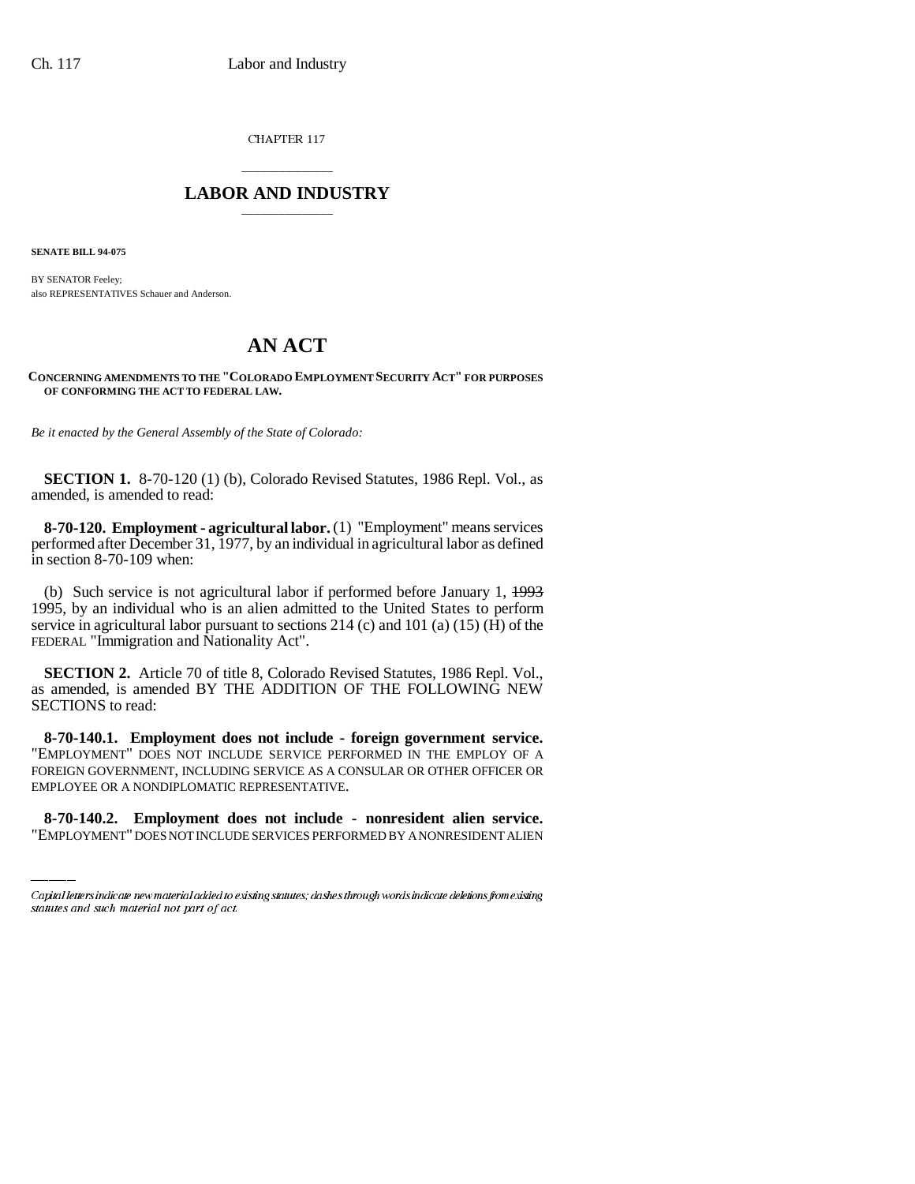CHAPTER 117

# LABOR AND INDUSTRY

**SENATE BILL 94-075**

BY SENATOR Feeley;
also REPRESENTATIVES Schauer and Anderson.

# AN ACT

**CONCERNING AMENDMENTS TO THE "COLORADO EMPLOYMENT SECURITY ACT" FOR PURPOSES OF CONFORMING THE ACT TO FEDERAL LAW.**

*Be it enacted by the General Assembly of the State of Colorado:*

**SECTION 1.** 8-70-120 (1) (b), Colorado Revised Statutes, 1986 Repl. Vol., as amended, is amended to read:

**8-70-120. Employment - agricultural labor.** (1) "Employment" means services performed after December 31, 1977, by an individual in agricultural labor as defined in section 8-70-109 when:

(b) Such service is not agricultural labor if performed before January 1, ~~1993~~ 1995, by an individual who is an alien admitted to the United States to perform service in agricultural labor pursuant to sections 214 (c) and 101 (a) (15) (H) of the FEDERAL "Immigration and Nationality Act".

**SECTION 2.** Article 70 of title 8, Colorado Revised Statutes, 1986 Repl. Vol., as amended, is amended BY THE ADDITION OF THE FOLLOWING NEW SECTIONS to read:

**8-70-140.1. Employment does not include - foreign government service.** "EMPLOYMENT" DOES NOT INCLUDE SERVICE PERFORMED IN THE EMPLOY OF A FOREIGN GOVERNMENT, INCLUDING SERVICE AS A CONSULAR OR OTHER OFFICER OR EMPLOYEE OR A NONDIPLOMATIC REPRESENTATIVE.

**8-70-140.2. Employment does not include - nonresident alien service.** "EMPLOYMENT" DOES NOT INCLUDE SERVICES PERFORMED BY A NONRESIDENT ALIEN

Capital letters indicate new material added to existing statutes; dashes through words indicate deletions from existing statutes and such material not part of act.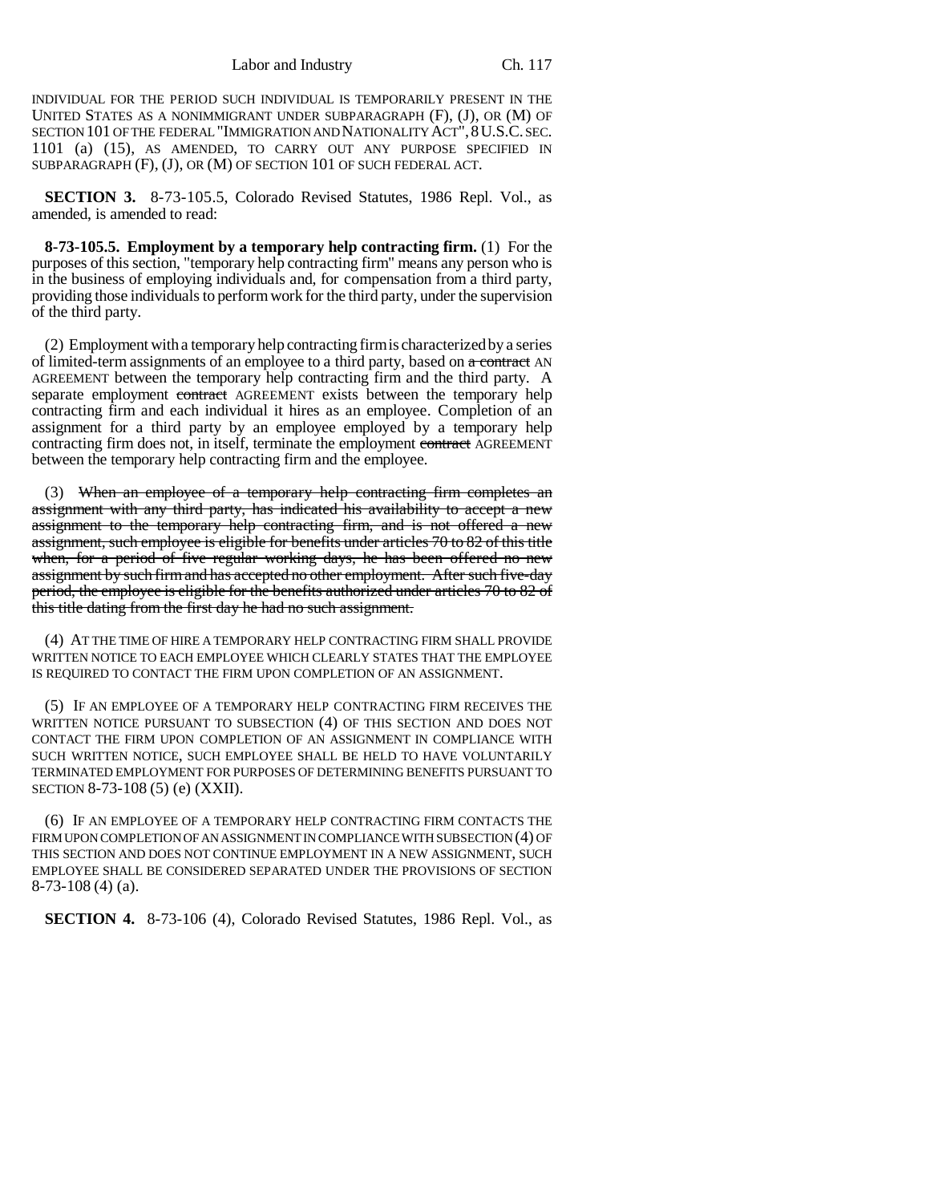INDIVIDUAL FOR THE PERIOD SUCH INDIVIDUAL IS TEMPORARILY PRESENT IN THE UNITED STATES AS A NONIMMIGRANT UNDER SUBPARAGRAPH (F), (J), OR (M) OF SECTION 101 OF THE FEDERAL "IMMIGRATION AND NATIONALITY ACT", 8 U.S.C. SEC. 1101 (a) (15), AS AMENDED, TO CARRY OUT ANY PURPOSE SPECIFIED IN SUBPARAGRAPH (F), (J), OR (M) OF SECTION 101 OF SUCH FEDERAL ACT.

**SECTION 3.** 8-73-105.5, Colorado Revised Statutes, 1986 Repl. Vol., as amended, is amended to read:

**8-73-105.5. Employment by a temporary help contracting firm.** (1) For the purposes of this section, "temporary help contracting firm" means any person who is in the business of employing individuals and, for compensation from a third party, providing those individuals to perform work for the third party, under the supervision of the third party.

(2) Employment with a temporary help contracting firm is characterized by a series of limited-term assignments of an employee to a third party, based on ~~a contract~~ AN AGREEMENT between the temporary help contracting firm and the third party. A separate employment ~~contract~~ AGREEMENT exists between the temporary help contracting firm and each individual it hires as an employee. Completion of an assignment for a third party by an employee employed by a temporary help contracting firm does not, in itself, terminate the employment ~~contract~~ AGREEMENT between the temporary help contracting firm and the employee.

(3) ~~When an employee of a temporary help contracting firm completes an assignment with any third party, has indicated his availability to accept a new assignment to the temporary help contracting firm, and is not offered a new assignment, such employee is eligible for benefits under articles 70 to 82 of this title when, for a period of five regular working days, he has been offered no new assignment by such firm and has accepted no other employment. After such five-day period, the employee is eligible for the benefits authorized under articles 70 to 82 of this title dating from the first day he had no such assignment.~~

(4) AT THE TIME OF HIRE A TEMPORARY HELP CONTRACTING FIRM SHALL PROVIDE WRITTEN NOTICE TO EACH EMPLOYEE WHICH CLEARLY STATES THAT THE EMPLOYEE IS REQUIRED TO CONTACT THE FIRM UPON COMPLETION OF AN ASSIGNMENT.

(5) IF AN EMPLOYEE OF A TEMPORARY HELP CONTRACTING FIRM RECEIVES THE WRITTEN NOTICE PURSUANT TO SUBSECTION (4) OF THIS SECTION AND DOES NOT CONTACT THE FIRM UPON COMPLETION OF AN ASSIGNMENT IN COMPLIANCE WITH SUCH WRITTEN NOTICE, SUCH EMPLOYEE SHALL BE HELD TO HAVE VOLUNTARILY TERMINATED EMPLOYMENT FOR PURPOSES OF DETERMINING BENEFITS PURSUANT TO SECTION 8-73-108 (5) (e) (XXII).

(6) IF AN EMPLOYEE OF A TEMPORARY HELP CONTRACTING FIRM CONTACTS THE FIRM UPON COMPLETION OF AN ASSIGNMENT IN COMPLIANCE WITH SUBSECTION (4) OF THIS SECTION AND DOES NOT CONTINUE EMPLOYMENT IN A NEW ASSIGNMENT, SUCH EMPLOYEE SHALL BE CONSIDERED SEPARATED UNDER THE PROVISIONS OF SECTION 8-73-108 (4) (a).

**SECTION 4.** 8-73-106 (4), Colorado Revised Statutes, 1986 Repl. Vol., as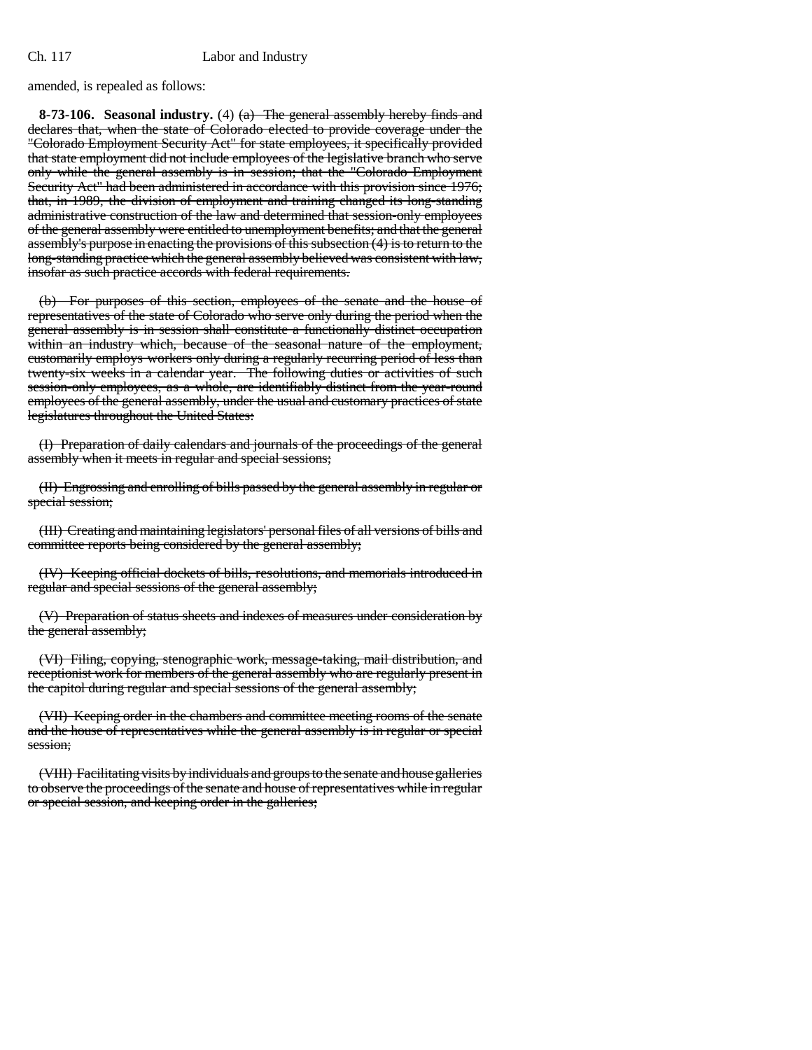amended, is repealed as follows:

**8-73-106. Seasonal industry.** (4) ~~(a) The general assembly hereby finds and declares that, when the state of Colorado elected to provide coverage under the "Colorado Employment Security Act" for state employees, it specifically provided that state employment did not include employees of the legislative branch who serve only while the general assembly is in session; that the "Colorado Employment Security Act" had been administered in accordance with this provision since 1976; that, in 1989, the division of employment and training changed its long-standing administrative construction of the law and determined that session-only employees of the general assembly were entitled to unemployment benefits; and that the general assembly's purpose in enacting the provisions of this subsection (4) is to return to the long-standing practice which the general assembly believed was consistent with law, insofar as such practice accords with federal requirements.~~

~~(b) For purposes of this section, employees of the senate and the house of representatives of the state of Colorado who serve only during the period when the general assembly is in session shall constitute a functionally distinct occupation within an industry which, because of the seasonal nature of the employment, customarily employs workers only during a regularly recurring period of less than twenty-six weeks in a calendar year. The following duties or activities of such session-only employees, as a whole, are identifiably distinct from the year-round employees of the general assembly, under the usual and customary practices of state legislatures throughout the United States:~~

~~(I) Preparation of daily calendars and journals of the proceedings of the general assembly when it meets in regular and special sessions;~~

~~(II) Engrossing and enrolling of bills passed by the general assembly in regular or special session;~~

~~(III) Creating and maintaining legislators' personal files of all versions of bills and committee reports being considered by the general assembly;~~

~~(IV) Keeping official dockets of bills, resolutions, and memorials introduced in regular and special sessions of the general assembly;~~

~~(V) Preparation of status sheets and indexes of measures under consideration by the general assembly;~~

~~(VI) Filing, copying, stenographic work, message-taking, mail distribution, and receptionist work for members of the general assembly who are regularly present in the capitol during regular and special sessions of the general assembly;~~

~~(VII) Keeping order in the chambers and committee meeting rooms of the senate and the house of representatives while the general assembly is in regular or special session;~~

~~(VIII) Facilitating visits by individuals and groups to the senate and house galleries to observe the proceedings of the senate and house of representatives while in regular or special session, and keeping order in the galleries;~~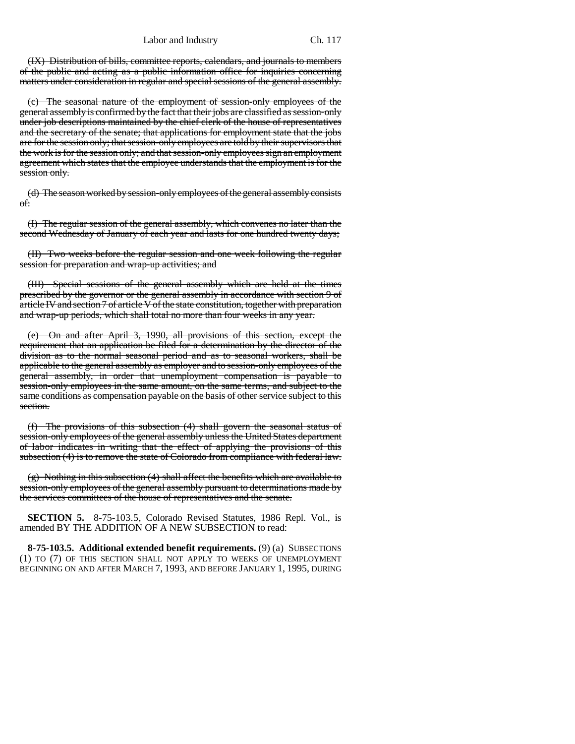(IX) Distribution of bills, committee reports, calendars, and journals to members of the public and acting as a public information office for inquiries concerning matters under consideration in regular and special sessions of the general assembly.

(c) The seasonal nature of the employment of session-only employees of the general assembly is confirmed by the fact that their jobs are classified as session-only under job descriptions maintained by the chief clerk of the house of representatives and the secretary of the senate; that applications for employment state that the jobs are for the session only; that session-only employees are told by their supervisors that the work is for the session only; and that session-only employees sign an employment agreement which states that the employee understands that the employment is for the session only.

(d) The season worked by session-only employees of the general assembly consists of:

(I) The regular session of the general assembly, which convenes no later than the second Wednesday of January of each year and lasts for one hundred twenty days;

(II) Two weeks before the regular session and one week following the regular session for preparation and wrap-up activities; and

(III) Special sessions of the general assembly which are held at the times prescribed by the governor or the general assembly in accordance with section 9 of article IV and section 7 of article V of the state constitution, together with preparation and wrap-up periods, which shall total no more than four weeks in any year.

(e) On and after April 3, 1990, all provisions of this section, except the requirement that an application be filed for a determination by the director of the division as to the normal seasonal period and as to seasonal workers, shall be applicable to the general assembly as employer and to session-only employees of the general assembly, in order that unemployment compensation is payable to session-only employees in the same amount, on the same terms, and subject to the same conditions as compensation payable on the basis of other service subject to this section.

(f) The provisions of this subsection (4) shall govern the seasonal status of session-only employees of the general assembly unless the United States department of labor indicates in writing that the effect of applying the provisions of this subsection (4) is to remove the state of Colorado from compliance with federal law.

(g) Nothing in this subsection (4) shall affect the benefits which are available to session-only employees of the general assembly pursuant to determinations made by the services committees of the house of representatives and the senate.

**SECTION 5.** 8-75-103.5, Colorado Revised Statutes, 1986 Repl. Vol., is amended BY THE ADDITION OF A NEW SUBSECTION to read:

**8-75-103.5. Additional extended benefit requirements.** (9) (a) SUBSECTIONS (1) TO (7) OF THIS SECTION SHALL NOT APPLY TO WEEKS OF UNEMPLOYMENT BEGINNING ON AND AFTER MARCH 7, 1993, AND BEFORE JANUARY 1, 1995, DURING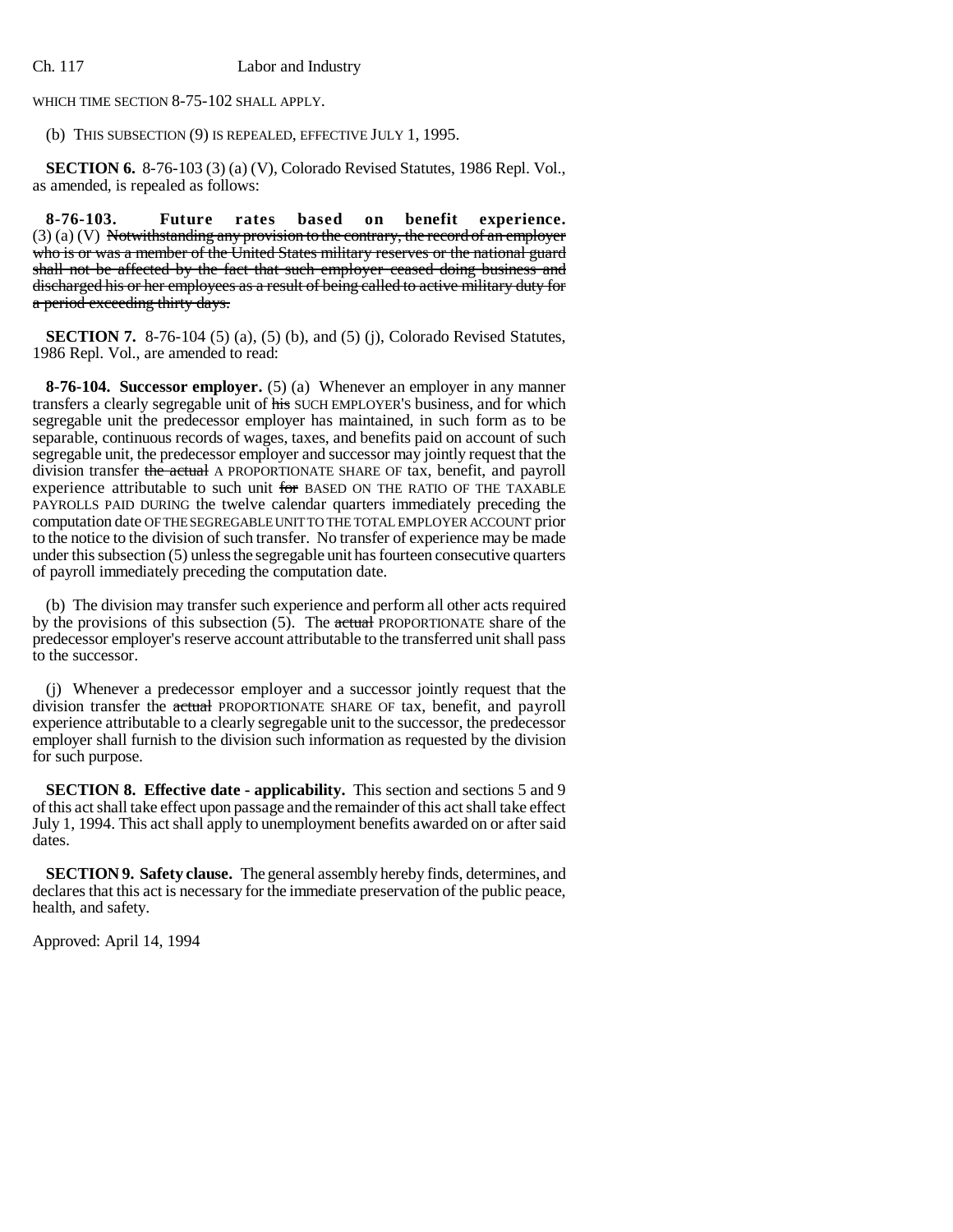WHICH TIME SECTION 8-75-102 SHALL APPLY.

(b) THIS SUBSECTION (9) IS REPEALED, EFFECTIVE JULY 1, 1995.

**SECTION 6.** 8-76-103 (3) (a) (V), Colorado Revised Statutes, 1986 Repl. Vol., as amended, is repealed as follows:

**8-76-103. Future rates based on benefit experience.** (3) (a) (V) ~~Notwithstanding any provision to the contrary, the record of an employer who is or was a member of the United States military reserves or the national guard shall not be affected by the fact that such employer ceased doing business and discharged his or her employees as a result of being called to active military duty for a period exceeding thirty days.~~

**SECTION 7.** 8-76-104 (5) (a), (5) (b), and (5) (j), Colorado Revised Statutes, 1986 Repl. Vol., are amended to read:

**8-76-104. Successor employer.** (5) (a) Whenever an employer in any manner transfers a clearly segregable unit of ~~his~~ SUCH EMPLOYER'S business, and for which segregable unit the predecessor employer has maintained, in such form as to be separable, continuous records of wages, taxes, and benefits paid on account of such segregable unit, the predecessor employer and successor may jointly request that the division transfer ~~the actual~~ A PROPORTIONATE SHARE OF tax, benefit, and payroll experience attributable to such unit ~~for~~ BASED ON THE RATIO OF THE TAXABLE PAYROLLS PAID DURING the twelve calendar quarters immediately preceding the computation date OF THE SEGREGABLE UNIT TO THE TOTAL EMPLOYER ACCOUNT prior to the notice to the division of such transfer. No transfer of experience may be made under this subsection (5) unless the segregable unit has fourteen consecutive quarters of payroll immediately preceding the computation date.

(b) The division may transfer such experience and perform all other acts required by the provisions of this subsection (5). The ~~actual~~ PROPORTIONATE share of the predecessor employer's reserve account attributable to the transferred unit shall pass to the successor.

(j) Whenever a predecessor employer and a successor jointly request that the division transfer the ~~actual~~ PROPORTIONATE SHARE OF tax, benefit, and payroll experience attributable to a clearly segregable unit to the successor, the predecessor employer shall furnish to the division such information as requested by the division for such purpose.

**SECTION 8. Effective date - applicability.** This section and sections 5 and 9 of this act shall take effect upon passage and the remainder of this act shall take effect July 1, 1994. This act shall apply to unemployment benefits awarded on or after said dates.

**SECTION 9. Safety clause.** The general assembly hereby finds, determines, and declares that this act is necessary for the immediate preservation of the public peace, health, and safety.

Approved: April 14, 1994